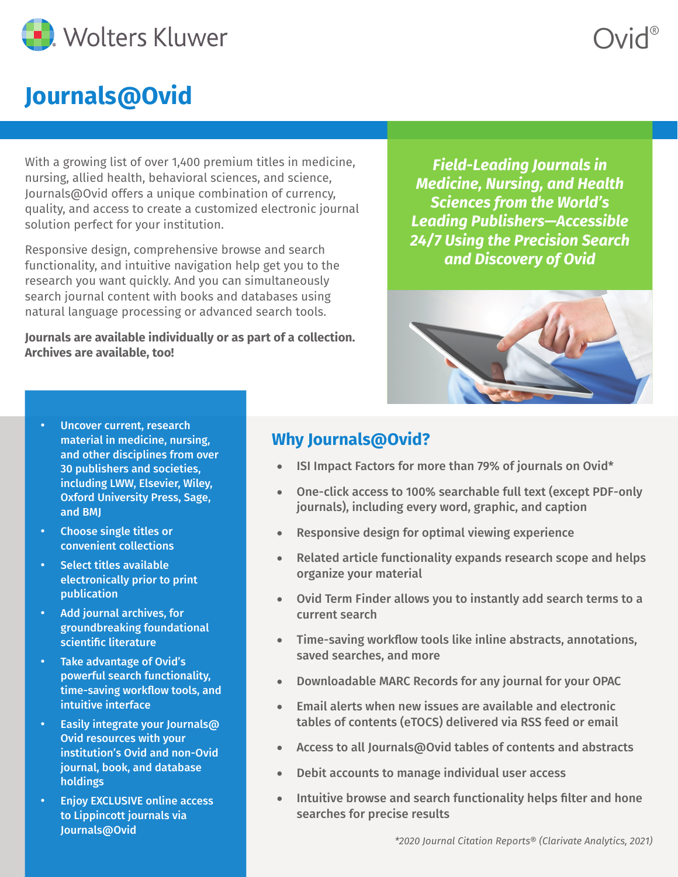Wolters Kluwer

Ovid®

# Journals@Ovid

With a growing list of over 1,400 premium titles in medicine, nursing, allied health, behavioral sciences, and science, Journals@Ovid offers a unique combination of currency, quality, and access to create a customized electronic journal solution perfect for your institution.

Responsive design, comprehensive browse and search functionality, and intuitive navigation help get you to the research you want quickly. And you can simultaneously search journal content with books and databases using natural language processing or advanced search tools.

**Journals are available individually or as part of a collection. Archives are available, too!**

***Field-Leading Journals in Medicine, Nursing, and Health Sciences from the World's Leading Publishers—Accessible 24/7 Using the Precision Search and Discovery of Ovid***

- Uncover current, research material in medicine, nursing, and other disciplines from over 30 publishers and societies, including LWW, Elsevier, Wiley, Oxford University Press, Sage, and BMJ
- Choose single titles or convenient collections
- Select titles available electronically prior to print publication
- Add journal archives, for groundbreaking foundational scientific literature
- Take advantage of Ovid's powerful search functionality, time-saving workflow tools, and intuitive interface
- Easily integrate your Journals@Ovid resources with your institution's Ovid and non-Ovid journal, book, and database holdings
- Enjoy EXCLUSIVE online access to Lippincott journals via Journals@Ovid

## Why Journals@Ovid?

- ISI Impact Factors for more than 79% of journals on Ovid*
- One-click access to 100% searchable full text (except PDF-only journals), including every word, graphic, and caption
- Responsive design for optimal viewing experience
- Related article functionality expands research scope and helps organize your material
- Ovid Term Finder allows you to instantly add search terms to a current search
- Time-saving workflow tools like inline abstracts, annotations, saved searches, and more
- Downloadable MARC Records for any journal for your OPAC
- Email alerts when new issues are available and electronic tables of contents (eTOCS) delivered via RSS feed or email
- Access to all Journals@Ovid tables of contents and abstracts
- Debit accounts to manage individual user access
- Intuitive browse and search functionality helps filter and hone searches for precise results

*\*2020 Journal Citation Reports® (Clarivate Analytics, 2021)*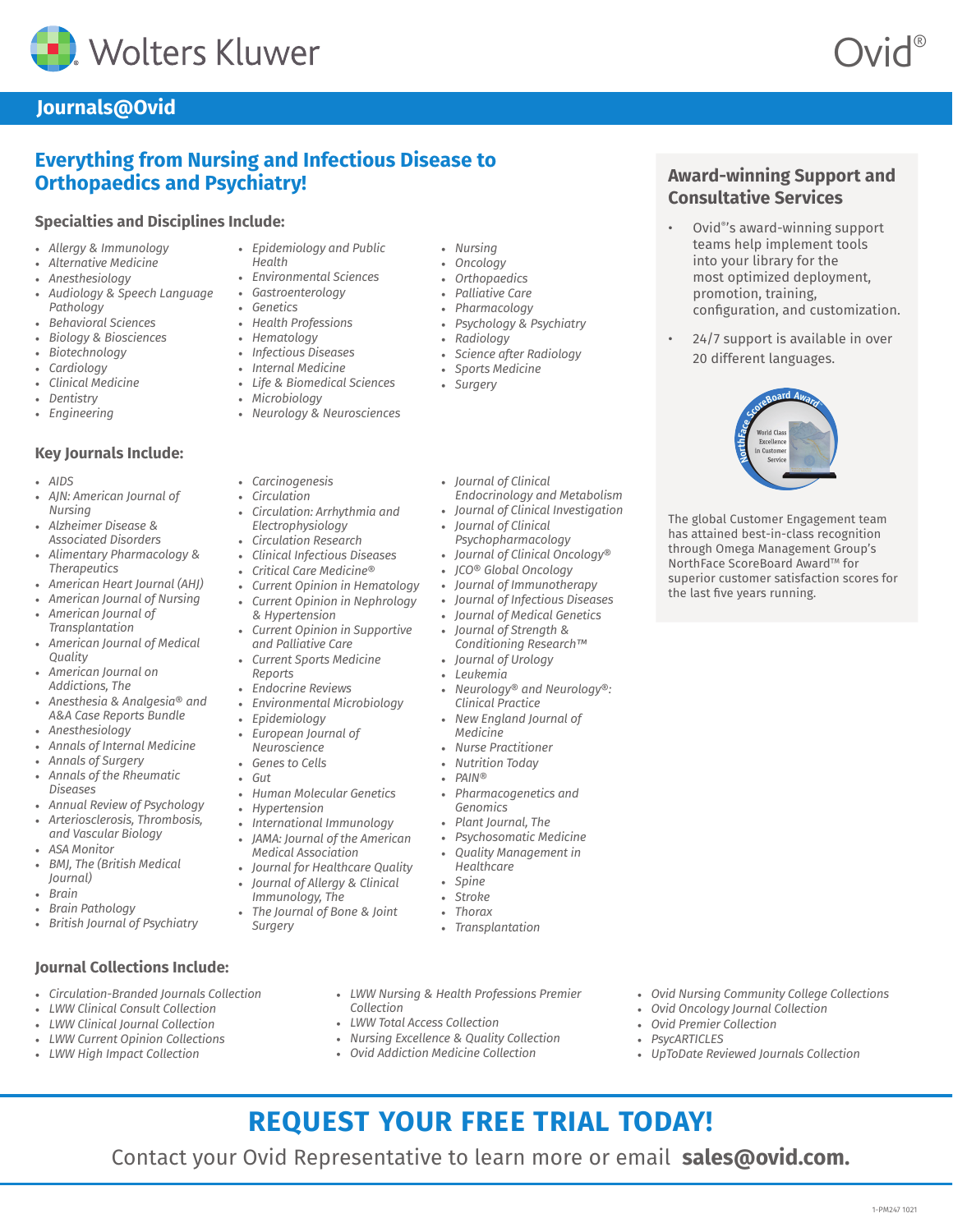# Journals@Ovid

## Everything from Nursing and Infectious Disease to Orthopaedics and Psychiatry!

### Specialties and Disciplines Include:

- *Allergy & Immunology*
- *Alternative Medicine*
- *Anesthesiology*
- *Audiology & Speech Language Pathology*
- *Behavioral Sciences*
- *Biology & Biosciences*
- *Biotechnology*
- *Cardiology*
- *Clinical Medicine*
- *Dentistry*
- *Engineering*
- *Epidemiology and Public Health*
- *Environmental Sciences*
- *Gastroenterology*
- *Genetics*
- *Health Professions*
- *Hematology*
- *Infectious Diseases*
- *Internal Medicine*
- *Life & Biomedical Sciences*
- *Microbiology*
- *Neurology & Neurosciences*
- *Nursing*
- *Oncology*
- *Orthopaedics*
- *Palliative Care*
- *Pharmacology*
- *Psychology & Psychiatry*
- *Radiology*
- *Science after Radiology*
- *Sports Medicine*
- *Surgery*

### Key Journals Include:

- *AIDS*
- *AJN: American Journal of Nursing*
- *Alzheimer Disease & Associated Disorders*
- *Alimentary Pharmacology & Therapeutics*
- *American Heart Journal (AHJ)*
- *American Journal of Nursing*
- *American Journal of Transplantation*
- *American Journal of Medical Quality*
- *American Journal on Addictions, The*
- *Anesthesia & Analgesia® and A&A Case Reports Bundle*
- *Anesthesiology*
- *Annals of Internal Medicine*
- *Annals of Surgery*
- *Annals of the Rheumatic Diseases*
- *Annual Review of Psychology*
- *Arteriosclerosis, Thrombosis, and Vascular Biology*
- *ASA Monitor*
- *BMJ, The (British Medical Journal)*
- *Brain*
- *Brain Pathology*
- *British Journal of Psychiatry*
- *Carcinogenesis*
- *Circulation*
- *Circulation: Arrhythmia and Electrophysiology*
- *Circulation Research*
- *Clinical Infectious Diseases*
- *Critical Care Medicine®*
- *Current Opinion in Hematology*
- *Current Opinion in Nephrology & Hypertension*
- *Current Opinion in Supportive and Palliative Care*
- *Current Sports Medicine Reports*
- *Endocrine Reviews*
- *Environmental Microbiology*
- *Epidemiology*
- *European Journal of Neuroscience*
- *Genes to Cells*
- *Gut*
- *Human Molecular Genetics*
- *Hypertension*
- *International Immunology*
- *JAMA: Journal of the American Medical Association*
- *Journal for Healthcare Quality*
- *Journal of Allergy & Clinical Immunology, The*
- *The Journal of Bone & Joint Surgery*
- *Journal of Clinical Endocrinology and Metabolism*
- *Journal of Clinical Investigation*
- *Journal of Clinical Psychopharmacology*
- *Journal of Clinical Oncology®*
- *JCO® Global Oncology*
- *Journal of Immunotherapy*
- *Journal of Infectious Diseases*
- *Journal of Medical Genetics*
- *Journal of Strength & Conditioning Research™*
- *Journal of Urology*
- *Leukemia*
- *Neurology® and Neurology®: Clinical Practice*
- *New England Journal of Medicine*
- *Nurse Practitioner*
- *Nutrition Today*
- *PAIN®*
- *Pharmacogenetics and Genomics*
- *Plant Journal, The*
- *Psychosomatic Medicine*
- *Quality Management in Healthcare*
- *Spine*
- *Stroke*
- *Thorax*
- *Transplantation*

### Journal Collections Include:

- *Circulation-Branded Journals Collection*
- *LWW Clinical Consult Collection*
- *LWW Clinical Journal Collection*
- *LWW Current Opinion Collections*
- *LWW High Impact Collection*
- *LWW Nursing & Health Professions Premier Collection*
- *LWW Total Access Collection*
- *Nursing Excellence & Quality Collection*
- *Ovid Addiction Medicine Collection*
- *Ovid Nursing Community College Collections*
- *Ovid Oncology Journal Collection*
- *Ovid Premier Collection*
- *PsycARTICLES*
- *UpToDate Reviewed Journals Collection*

## Award-winning Support and Consultative Services

- Ovid®'s award-winning support teams help implement tools into your library for the most optimized deployment, promotion, training, configuration, and customization.
- 24/7 support is available in over 20 different languages.

NorthFace ScoreBoard Award
World Class Excellence in Customer Service

The global Customer Engagement team has attained best-in-class recognition through Omega Management Group's NorthFace ScoreBoard Award™ for superior customer satisfaction scores for the last five years running.

## REQUEST YOUR FREE TRIAL TODAY!

Contact your Ovid Representative to learn more or email **sales@ovid.com.**

1-PM247 1021